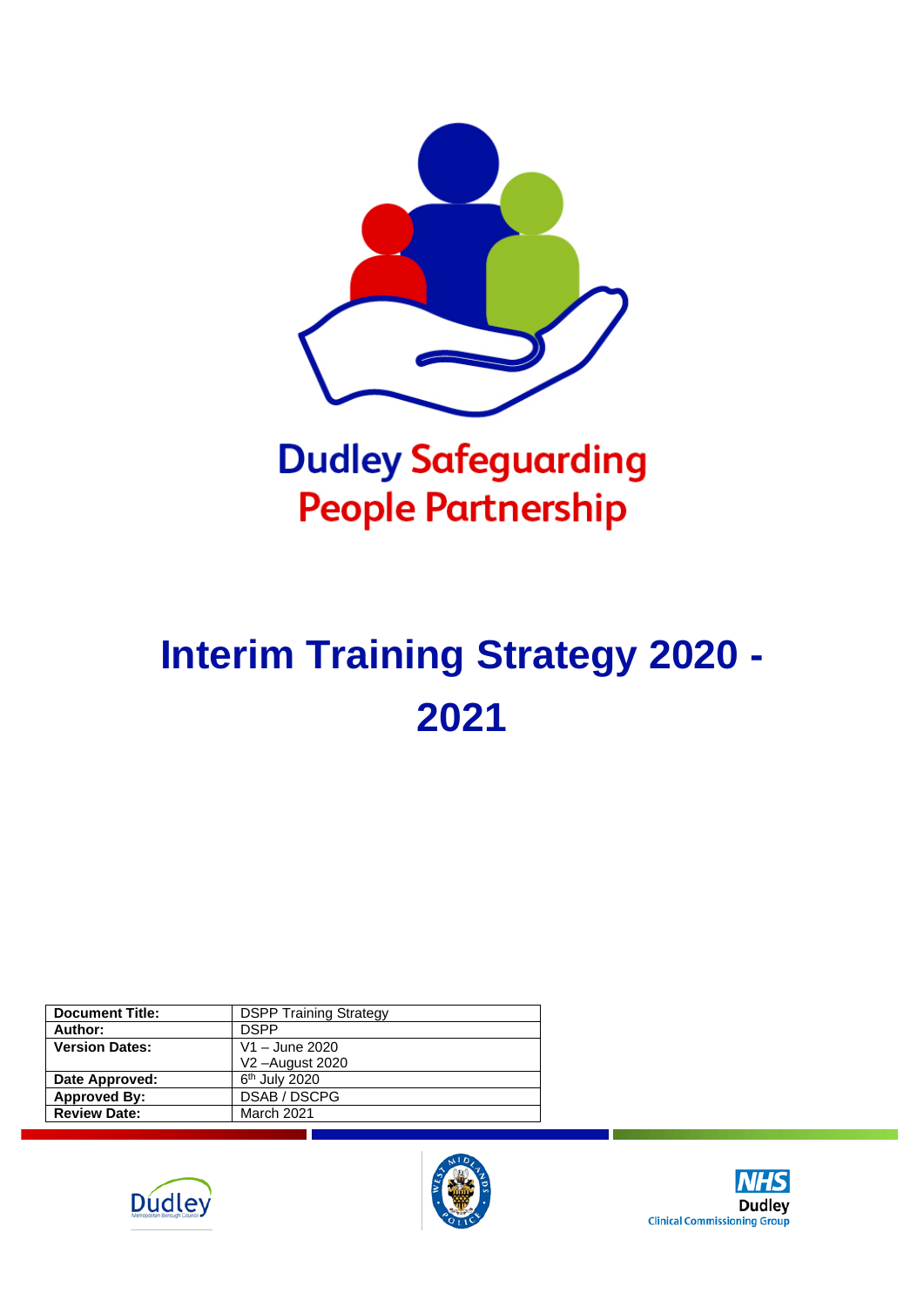Dudley Safeguarding People Partnership

# Interim Training Strategy 2020 - 2021

| Document Title: | DSPP Training Strategy |
|---|---|
| Author: | DSPP |
| Version Dates: | V1 – June 2020<br>V2 –August 2020 |
| Date Approved: | 6th July 2020 |
| Approved By: | DSAB / DSCPG |
| Review Date: | March 2021 |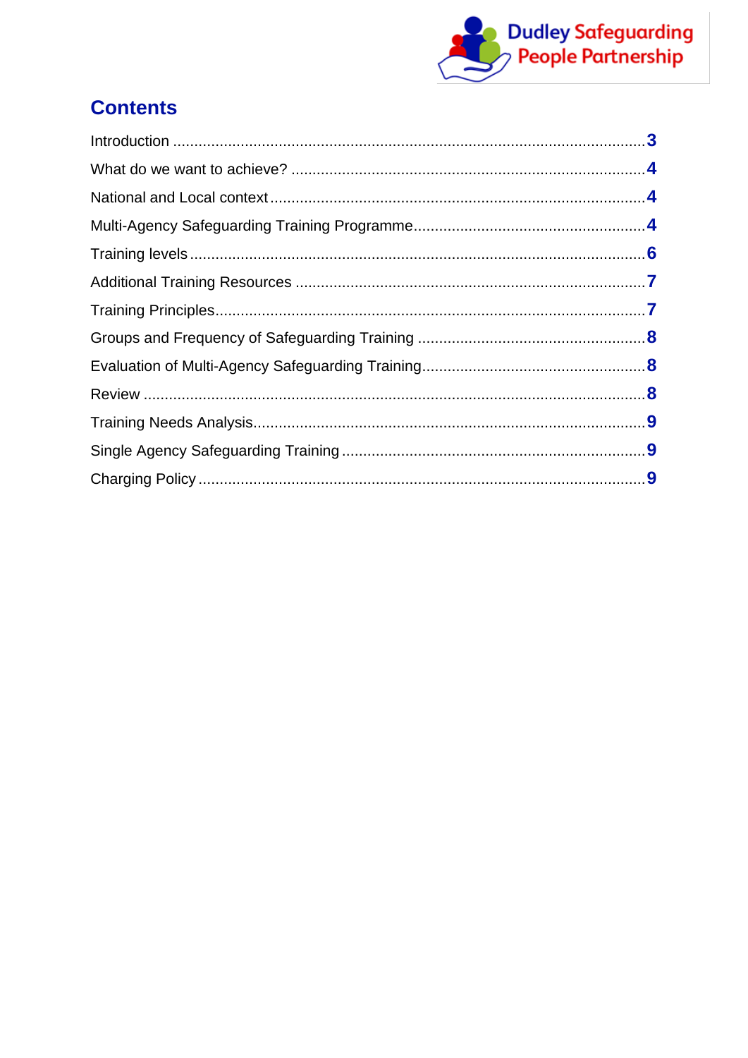## Contents

- Introduction ... 3
- What do we want to achieve? ... 4
- National and Local context ... 4
- Multi-Agency Safeguarding Training Programme ... 4
- Training levels ... 6
- Additional Training Resources ... 7
- Training Principles ... 7
- Groups and Frequency of Safeguarding Training ... 8
- Evaluation of Multi-Agency Safeguarding Training ... 8
- Review ... 8
- Training Needs Analysis ... 9
- Single Agency Safeguarding Training ... 9
- Charging Policy ... 9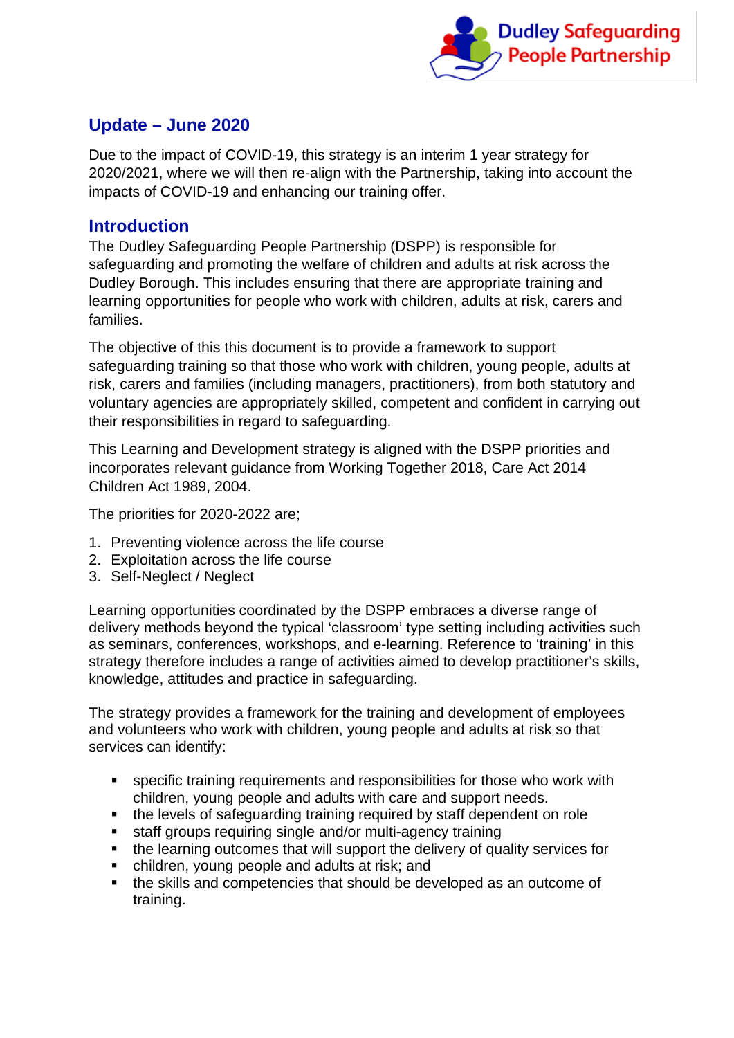## Update – June 2020

Due to the impact of COVID-19, this strategy is an interim 1 year strategy for 2020/2021, where we will then re-align with the Partnership, taking into account the impacts of COVID-19 and enhancing our training offer.

## Introduction

The Dudley Safeguarding People Partnership (DSPP) is responsible for safeguarding and promoting the welfare of children and adults at risk across the Dudley Borough. This includes ensuring that there are appropriate training and learning opportunities for people who work with children, adults at risk, carers and families.

The objective of this this document is to provide a framework to support safeguarding training so that those who work with children, young people, adults at risk, carers and families (including managers, practitioners), from both statutory and voluntary agencies are appropriately skilled, competent and confident in carrying out their responsibilities in regard to safeguarding.

This Learning and Development strategy is aligned with the DSPP priorities and incorporates relevant guidance from Working Together 2018, Care Act 2014 Children Act 1989, 2004.

The priorities for 2020-2022 are;

1. Preventing violence across the life course
2. Exploitation across the life course
3. Self-Neglect / Neglect

Learning opportunities coordinated by the DSPP embraces a diverse range of delivery methods beyond the typical 'classroom' type setting including activities such as seminars, conferences, workshops, and e-learning. Reference to 'training' in this strategy therefore includes a range of activities aimed to develop practitioner's skills, knowledge, attitudes and practice in safeguarding.

The strategy provides a framework for the training and development of employees and volunteers who work with children, young people and adults at risk so that services can identify:

- specific training requirements and responsibilities for those who work with children, young people and adults with care and support needs.
- the levels of safeguarding training required by staff dependent on role
- staff groups requiring single and/or multi-agency training
- the learning outcomes that will support the delivery of quality services for
- children, young people and adults at risk; and
- the skills and competencies that should be developed as an outcome of training.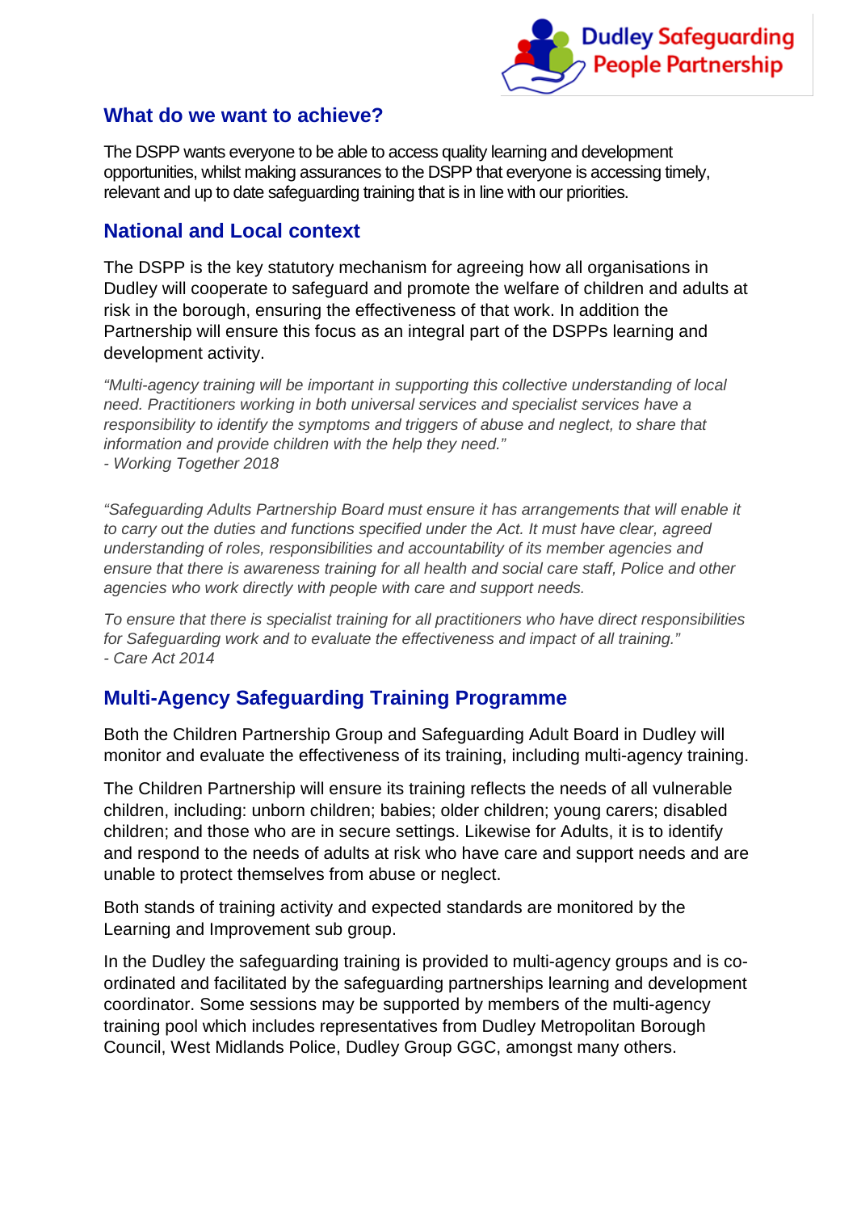## What do we want to achieve?

The DSPP wants everyone to be able to access quality learning and development opportunities, whilst making assurances to the DSPP that everyone is accessing timely, relevant and up to date safeguarding training that is in line with our priorities.

## National and Local context

The DSPP is the key statutory mechanism for agreeing how all organisations in Dudley will cooperate to safeguard and promote the welfare of children and adults at risk in the borough, ensuring the effectiveness of that work. In addition the Partnership will ensure this focus as an integral part of the DSPPs learning and development activity.

*"Multi-agency training will be important in supporting this collective understanding of local need. Practitioners working in both universal services and specialist services have a responsibility to identify the symptoms and triggers of abuse and neglect, to share that information and provide children with the help they need."*
*- Working Together 2018*

*"Safeguarding Adults Partnership Board must ensure it has arrangements that will enable it to carry out the duties and functions specified under the Act. It must have clear, agreed understanding of roles, responsibilities and accountability of its member agencies and ensure that there is awareness training for all health and social care staff, Police and other agencies who work directly with people with care and support needs.*

*To ensure that there is specialist training for all practitioners who have direct responsibilities for Safeguarding work and to evaluate the effectiveness and impact of all training."*
*- Care Act 2014*

## Multi-Agency Safeguarding Training Programme

Both the Children Partnership Group and Safeguarding Adult Board in Dudley will monitor and evaluate the effectiveness of its training, including multi-agency training.

The Children Partnership will ensure its training reflects the needs of all vulnerable children, including: unborn children; babies; older children; young carers; disabled children; and those who are in secure settings. Likewise for Adults, it is to identify and respond to the needs of adults at risk who have care and support needs and are unable to protect themselves from abuse or neglect.

Both stands of training activity and expected standards are monitored by the Learning and Improvement sub group.

In the Dudley the safeguarding training is provided to multi-agency groups and is co-ordinated and facilitated by the safeguarding partnerships learning and development coordinator. Some sessions may be supported by members of the multi-agency training pool which includes representatives from Dudley Metropolitan Borough Council, West Midlands Police, Dudley Group GGC, amongst many others.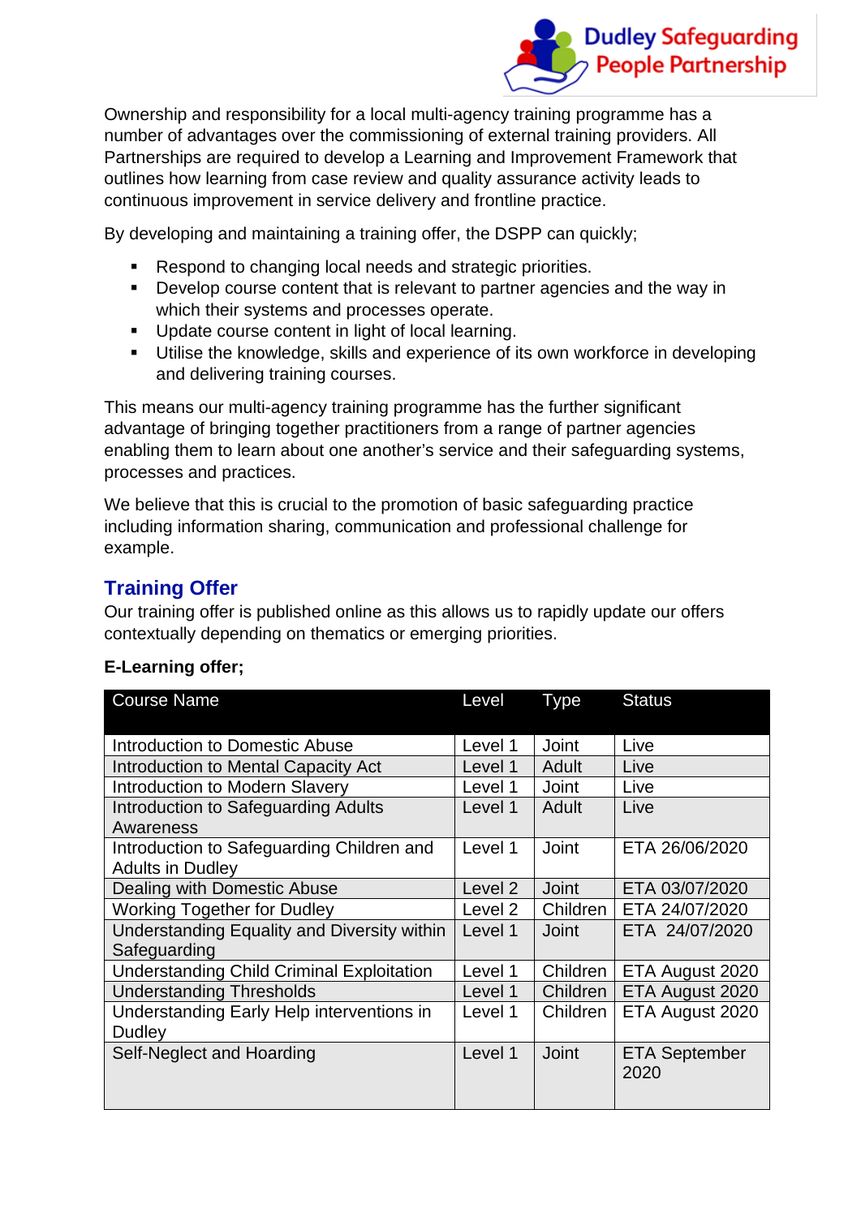Ownership and responsibility for a local multi-agency training programme has a number of advantages over the commissioning of external training providers. All Partnerships are required to develop a Learning and Improvement Framework that outlines how learning from case review and quality assurance activity leads to continuous improvement in service delivery and frontline practice.

By developing and maintaining a training offer, the DSPP can quickly;

- Respond to changing local needs and strategic priorities.
- Develop course content that is relevant to partner agencies and the way in which their systems and processes operate.
- Update course content in light of local learning.
- Utilise the knowledge, skills and experience of its own workforce in developing and delivering training courses.

This means our multi-agency training programme has the further significant advantage of bringing together practitioners from a range of partner agencies enabling them to learn about one another's service and their safeguarding systems, processes and practices.

We believe that this is crucial to the promotion of basic safeguarding practice including information sharing, communication and professional challenge for example.

## Training Offer

Our training offer is published online as this allows us to rapidly update our offers contextually depending on thematics or emerging priorities.

**E-Learning offer;**

| Course Name | Level | Type | Status |
|---|---|---|---|
| Introduction to Domestic Abuse | Level 1 | Joint | Live |
| Introduction to Mental Capacity Act | Level 1 | Adult | Live |
| Introduction to Modern Slavery | Level 1 | Joint | Live |
| Introduction to Safeguarding Adults Awareness | Level 1 | Adult | Live |
| Introduction to Safeguarding Children and Adults in Dudley | Level 1 | Joint | ETA 26/06/2020 |
| Dealing with Domestic Abuse | Level 2 | Joint | ETA 03/07/2020 |
| Working Together for Dudley | Level 2 | Children | ETA 24/07/2020 |
| Understanding Equality and Diversity within Safeguarding | Level 1 | Joint | ETA 24/07/2020 |
| Understanding Child Criminal Exploitation | Level 1 | Children | ETA August 2020 |
| Understanding Thresholds | Level 1 | Children | ETA August 2020 |
| Understanding Early Help interventions in Dudley | Level 1 | Children | ETA August 2020 |
| Self-Neglect and Hoarding | Level 1 | Joint | ETA September 2020 |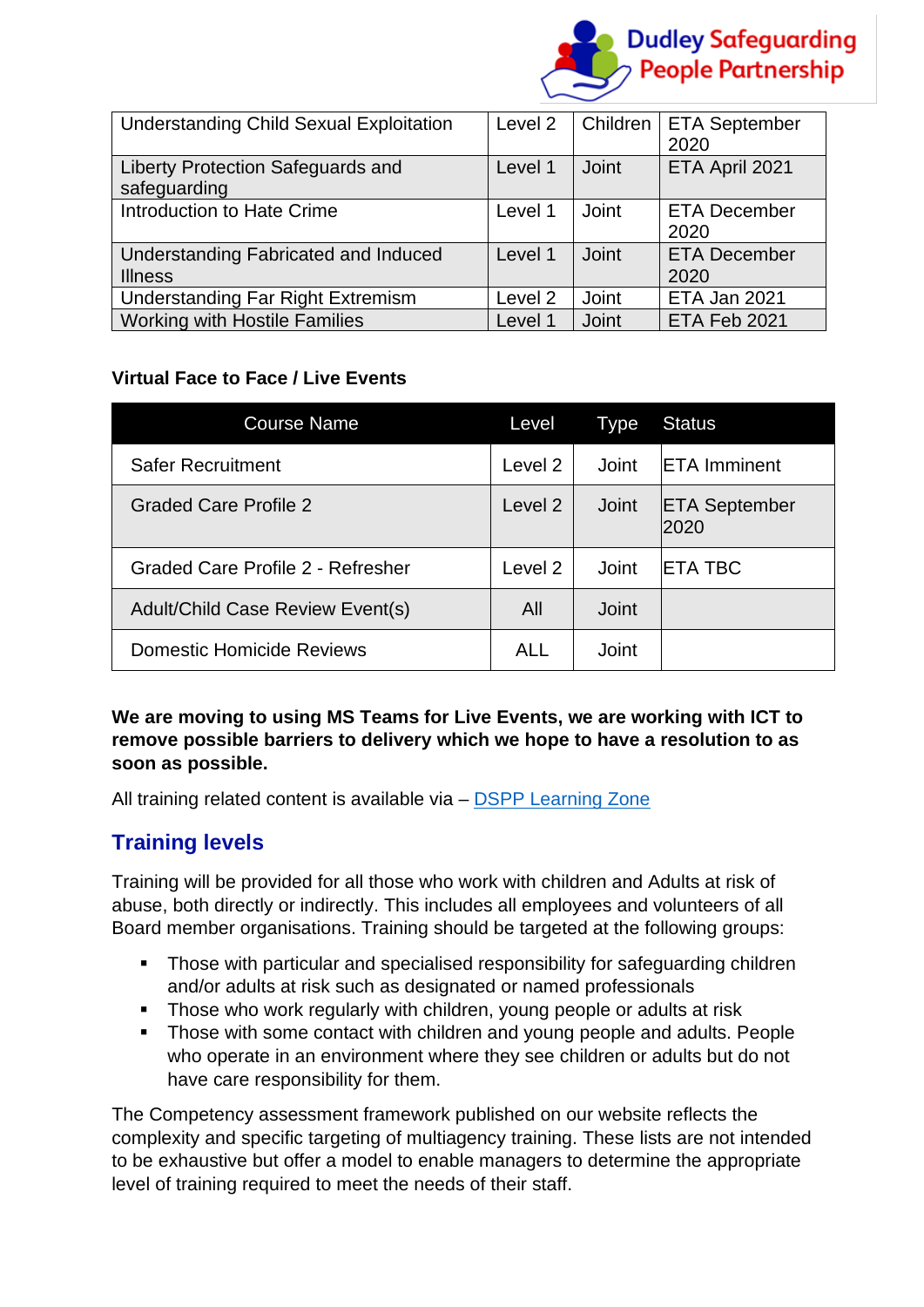| | | | |
|---|---|---|---|
| Understanding Child Sexual Exploitation | Level 2 | Children | ETA September 2020 |
| Liberty Protection Safeguards and safeguarding | Level 1 | Joint | ETA April 2021 |
| Introduction to Hate Crime | Level 1 | Joint | ETA December 2020 |
| Understanding Fabricated and Induced Illness | Level 1 | Joint | ETA December 2020 |
| Understanding Far Right Extremism | Level 2 | Joint | ETA Jan 2021 |
| Working with Hostile Families | Level 1 | Joint | ETA Feb 2021 |

**Virtual Face to Face / Live Events**

| Course Name | Level | Type | Status |
|---|---|---|---|
| Safer Recruitment | Level 2 | Joint | ETA Imminent |
| Graded Care Profile 2 | Level 2 | Joint | ETA September 2020 |
| Graded Care Profile 2 - Refresher | Level 2 | Joint | ETA TBC |
| Adult/Child Case Review Event(s) | All | Joint | |
| Domestic Homicide Reviews | ALL | Joint | |

**We are moving to using MS Teams for Live Events, we are working with ICT to remove possible barriers to delivery which we hope to have a resolution to as soon as possible.**

All training related content is available via – DSPP Learning Zone

## Training levels

Training will be provided for all those who work with children and Adults at risk of abuse, both directly or indirectly. This includes all employees and volunteers of all Board member organisations. Training should be targeted at the following groups:

- Those with particular and specialised responsibility for safeguarding children and/or adults at risk such as designated or named professionals
- Those who work regularly with children, young people or adults at risk
- Those with some contact with children and young people and adults. People who operate in an environment where they see children or adults but do not have care responsibility for them.

The Competency assessment framework published on our website reflects the complexity and specific targeting of multiagency training. These lists are not intended to be exhaustive but offer a model to enable managers to determine the appropriate level of training required to meet the needs of their staff.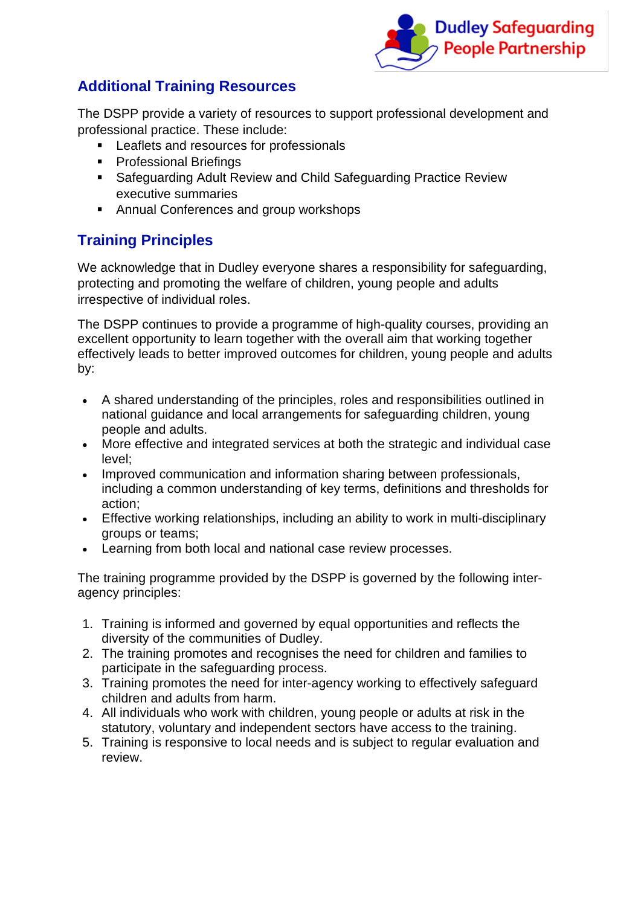## Additional Training Resources

The DSPP provide a variety of resources to support professional development and professional practice. These include:

- Leaflets and resources for professionals
- Professional Briefings
- Safeguarding Adult Review and Child Safeguarding Practice Review executive summaries
- Annual Conferences and group workshops

## Training Principles

We acknowledge that in Dudley everyone shares a responsibility for safeguarding, protecting and promoting the welfare of children, young people and adults irrespective of individual roles.

The DSPP continues to provide a programme of high-quality courses, providing an excellent opportunity to learn together with the overall aim that working together effectively leads to better improved outcomes for children, young people and adults by:

- A shared understanding of the principles, roles and responsibilities outlined in national guidance and local arrangements for safeguarding children, young people and adults.
- More effective and integrated services at both the strategic and individual case level;
- Improved communication and information sharing between professionals, including a common understanding of key terms, definitions and thresholds for action;
- Effective working relationships, including an ability to work in multi-disciplinary groups or teams;
- Learning from both local and national case review processes.

The training programme provided by the DSPP is governed by the following inter-agency principles:

1. Training is informed and governed by equal opportunities and reflects the diversity of the communities of Dudley.
2. The training promotes and recognises the need for children and families to participate in the safeguarding process.
3. Training promotes the need for inter-agency working to effectively safeguard children and adults from harm.
4. All individuals who work with children, young people or adults at risk in the statutory, voluntary and independent sectors have access to the training.
5. Training is responsive to local needs and is subject to regular evaluation and review.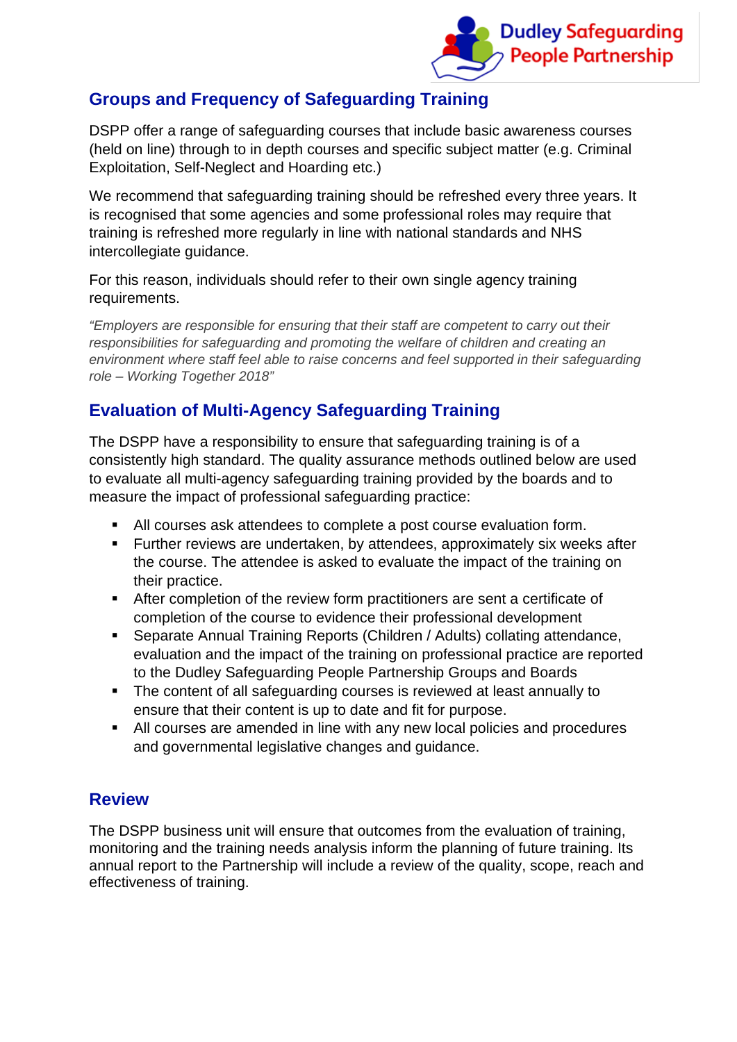## Groups and Frequency of Safeguarding Training

DSPP offer a range of safeguarding courses that include basic awareness courses (held on line) through to in depth courses and specific subject matter (e.g. Criminal Exploitation, Self-Neglect and Hoarding etc.)

We recommend that safeguarding training should be refreshed every three years. It is recognised that some agencies and some professional roles may require that training is refreshed more regularly in line with national standards and NHS intercollegiate guidance.

For this reason, individuals should refer to their own single agency training requirements.

*"Employers are responsible for ensuring that their staff are competent to carry out their responsibilities for safeguarding and promoting the welfare of children and creating an environment where staff feel able to raise concerns and feel supported in their safeguarding role – Working Together 2018"*

## Evaluation of Multi-Agency Safeguarding Training

The DSPP have a responsibility to ensure that safeguarding training is of a consistently high standard. The quality assurance methods outlined below are used to evaluate all multi-agency safeguarding training provided by the boards and to measure the impact of professional safeguarding practice:

- All courses ask attendees to complete a post course evaluation form.
- Further reviews are undertaken, by attendees, approximately six weeks after the course. The attendee is asked to evaluate the impact of the training on their practice.
- After completion of the review form practitioners are sent a certificate of completion of the course to evidence their professional development
- Separate Annual Training Reports (Children / Adults) collating attendance, evaluation and the impact of the training on professional practice are reported to the Dudley Safeguarding People Partnership Groups and Boards
- The content of all safeguarding courses is reviewed at least annually to ensure that their content is up to date and fit for purpose.
- All courses are amended in line with any new local policies and procedures and governmental legislative changes and guidance.

## Review

The DSPP business unit will ensure that outcomes from the evaluation of training, monitoring and the training needs analysis inform the planning of future training. Its annual report to the Partnership will include a review of the quality, scope, reach and effectiveness of training.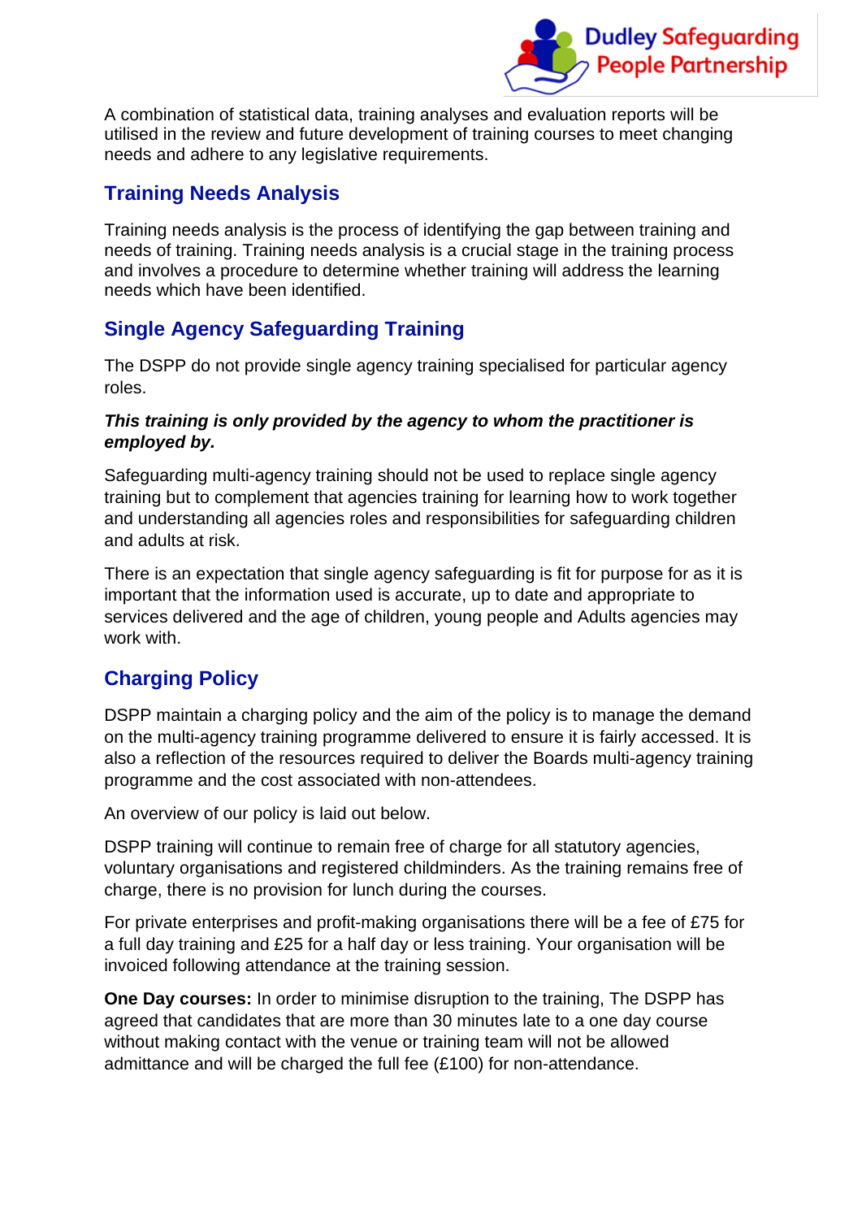A combination of statistical data, training analyses and evaluation reports will be utilised in the review and future development of training courses to meet changing needs and adhere to any legislative requirements.

## Training Needs Analysis

Training needs analysis is the process of identifying the gap between training and needs of training. Training needs analysis is a crucial stage in the training process and involves a procedure to determine whether training will address the learning needs which have been identified.

## Single Agency Safeguarding Training

The DSPP do not provide single agency training specialised for particular agency roles.

***This training is only provided by the agency to whom the practitioner is employed by.***

Safeguarding multi-agency training should not be used to replace single agency training but to complement that agencies training for learning how to work together and understanding all agencies roles and responsibilities for safeguarding children and adults at risk.

There is an expectation that single agency safeguarding is fit for purpose for as it is important that the information used is accurate, up to date and appropriate to services delivered and the age of children, young people and Adults agencies may work with.

## Charging Policy

DSPP maintain a charging policy and the aim of the policy is to manage the demand on the multi-agency training programme delivered to ensure it is fairly accessed. It is also a reflection of the resources required to deliver the Boards multi-agency training programme and the cost associated with non-attendees.

An overview of our policy is laid out below.

DSPP training will continue to remain free of charge for all statutory agencies, voluntary organisations and registered childminders. As the training remains free of charge, there is no provision for lunch during the courses.

For private enterprises and profit-making organisations there will be a fee of £75 for a full day training and £25 for a half day or less training. Your organisation will be invoiced following attendance at the training session.

**One Day courses:** In order to minimise disruption to the training, The DSPP has agreed that candidates that are more than 30 minutes late to a one day course without making contact with the venue or training team will not be allowed admittance and will be charged the full fee (£100) for non-attendance.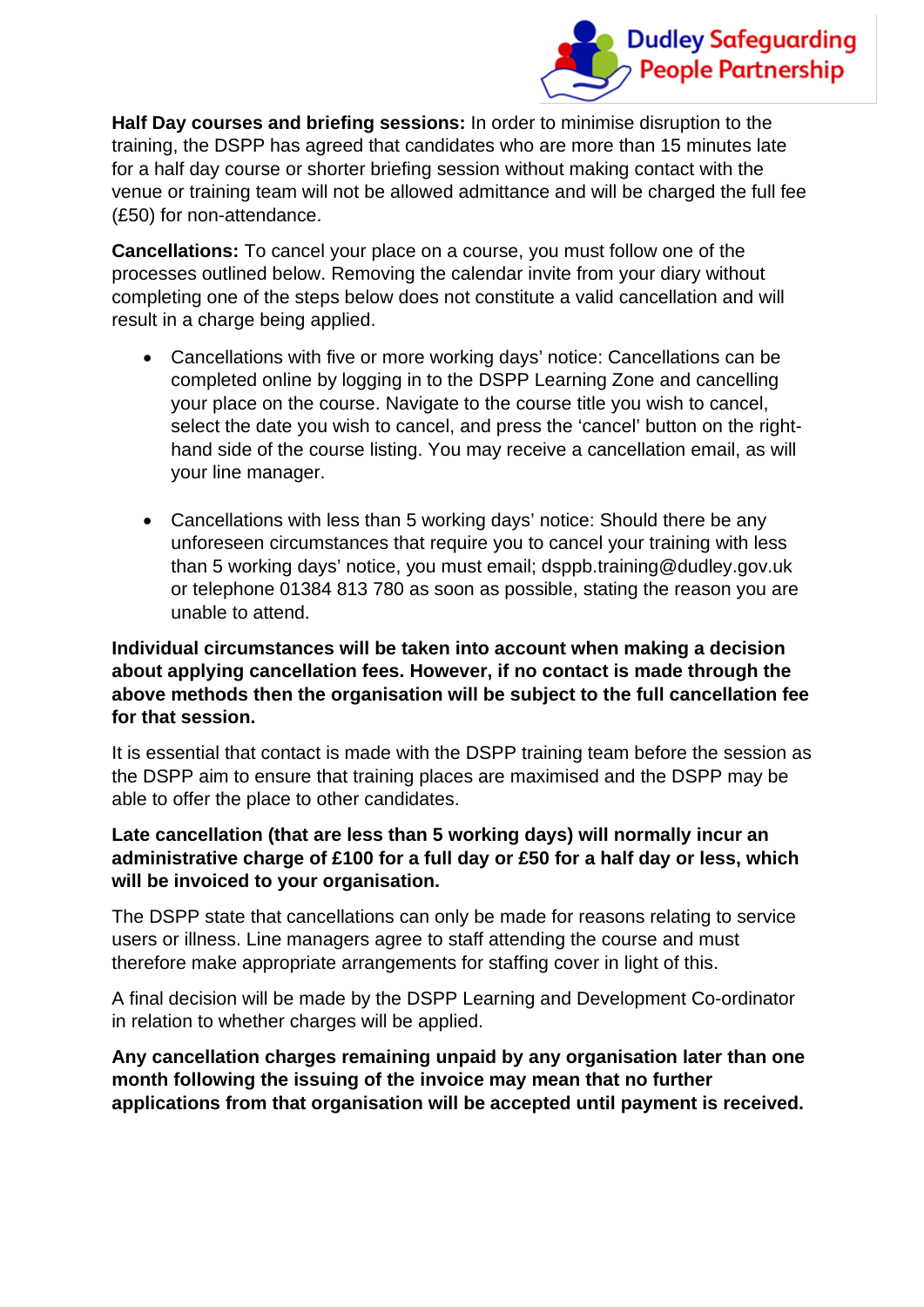**Half Day courses and briefing sessions:** In order to minimise disruption to the training, the DSPP has agreed that candidates who are more than 15 minutes late for a half day course or shorter briefing session without making contact with the venue or training team will not be allowed admittance and will be charged the full fee (£50) for non-attendance.

**Cancellations:** To cancel your place on a course, you must follow one of the processes outlined below. Removing the calendar invite from your diary without completing one of the steps below does not constitute a valid cancellation and will result in a charge being applied.

- Cancellations with five or more working days' notice: Cancellations can be completed online by logging in to the DSPP Learning Zone and cancelling your place on the course. Navigate to the course title you wish to cancel, select the date you wish to cancel, and press the 'cancel' button on the right-hand side of the course listing. You may receive a cancellation email, as will your line manager.

- Cancellations with less than 5 working days' notice: Should there be any unforeseen circumstances that require you to cancel your training with less than 5 working days' notice, you must email; dsppb.training@dudley.gov.uk or telephone 01384 813 780 as soon as possible, stating the reason you are unable to attend.

**Individual circumstances will be taken into account when making a decision about applying cancellation fees. However, if no contact is made through the above methods then the organisation will be subject to the full cancellation fee for that session.**

It is essential that contact is made with the DSPP training team before the session as the DSPP aim to ensure that training places are maximised and the DSPP may be able to offer the place to other candidates.

**Late cancellation (that are less than 5 working days) will normally incur an administrative charge of £100 for a full day or £50 for a half day or less, which will be invoiced to your organisation.**

The DSPP state that cancellations can only be made for reasons relating to service users or illness. Line managers agree to staff attending the course and must therefore make appropriate arrangements for staffing cover in light of this.

A final decision will be made by the DSPP Learning and Development Co-ordinator in relation to whether charges will be applied.

**Any cancellation charges remaining unpaid by any organisation later than one month following the issuing of the invoice may mean that no further applications from that organisation will be accepted until payment is received.**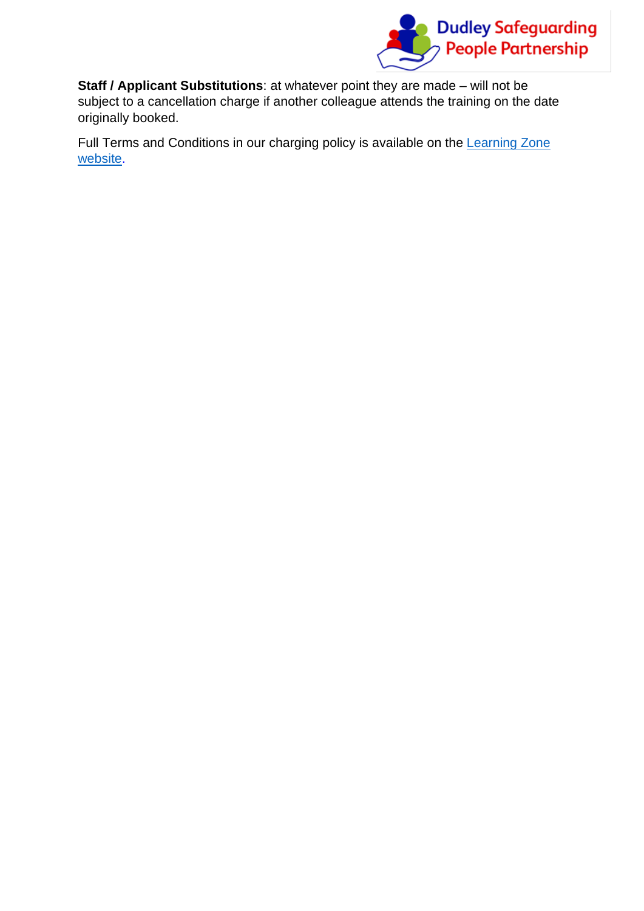**Staff / Applicant Substitutions**: at whatever point they are made – will not be subject to a cancellation charge if another colleague attends the training on the date originally booked.

Full Terms and Conditions in our charging policy is available on the Learning Zone website.